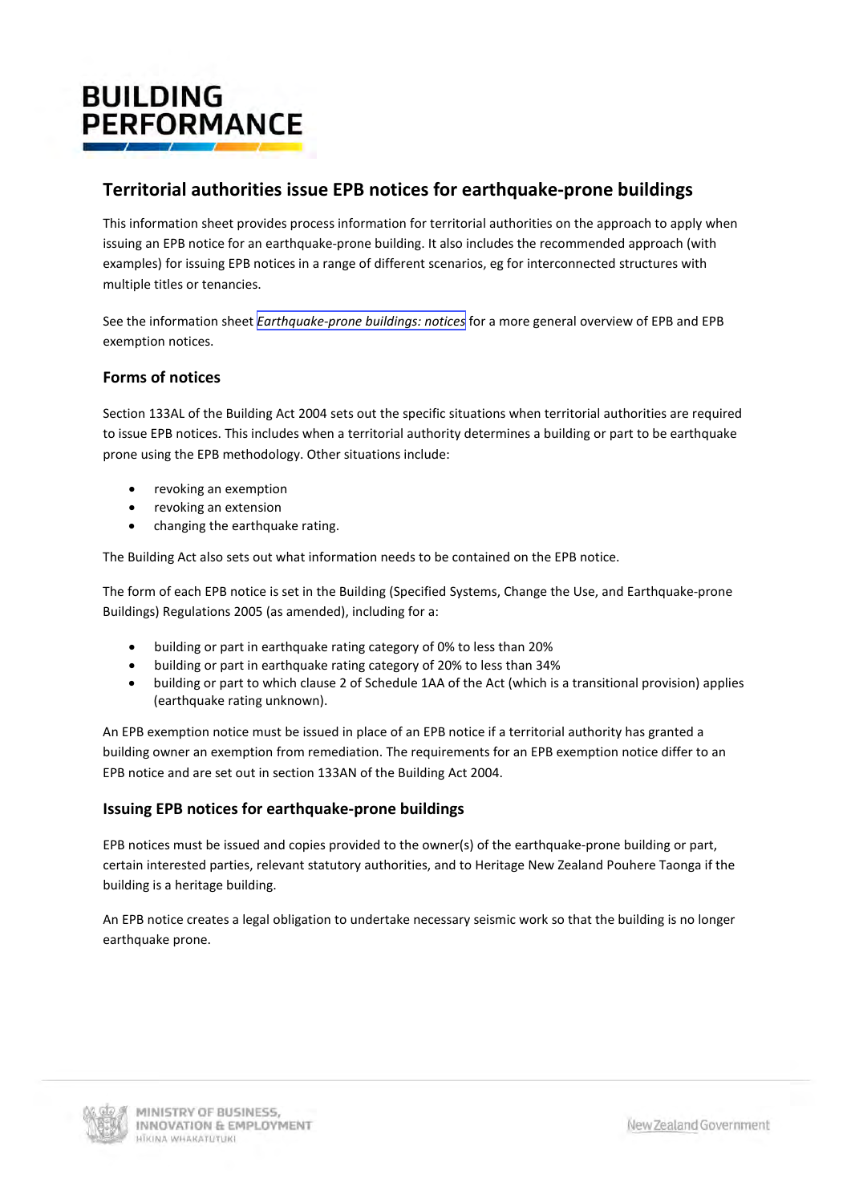# Territorial authorities issue EPB notices for earthquake-prone buildings

This information sheet provides process information for territorial authorities on the approach to apply when issuing an EPB notice for an earthquake-prone building. It also includes the recommended approach (with examples) for issuing EPB notices in a range of different scenarios, eg for interconnected structures with multiple titles or tenancies.

See the information sheet *Earthquake-prone buildings: notices* for a more general overview of EPB and EPB exemption notices.

## Forms of notices

Section 133AL of the Building Act 2004 sets out the specific situations when territorial authorities are required to issue EPB notices. This includes when a territorial authority determines a building or part to be earthquake prone using the EPB methodology. Other situations include:

- revoking an exemption
- revoking an extension
- changing the earthquake rating.

The Building Act also sets out what information needs to be contained on the EPB notice.

The form of each EPB notice is set in the Building (Specified Systems, Change the Use, and Earthquake-prone Buildings) Regulations 2005 (as amended), including for a:

- building or part in earthquake rating category of 0% to less than 20%
- building or part in earthquake rating category of 20% to less than 34%
- building or part to which clause 2 of Schedule 1AA of the Act (which is a transitional provision) applies (earthquake rating unknown).

An EPB exemption notice must be issued in place of an EPB notice if a territorial authority has granted a building owner an exemption from remediation. The requirements for an EPB exemption notice differ to an EPB notice and are set out in section 133AN of the Building Act 2004.

## Issuing EPB notices for earthquake-prone buildings

EPB notices must be issued and copies provided to the owner(s) of the earthquake-prone building or part, certain interested parties, relevant statutory authorities, and to Heritage New Zealand Pouhere Taonga if the building is a heritage building.

An EPB notice creates a legal obligation to undertake necessary seismic work so that the building is no longer earthquake prone.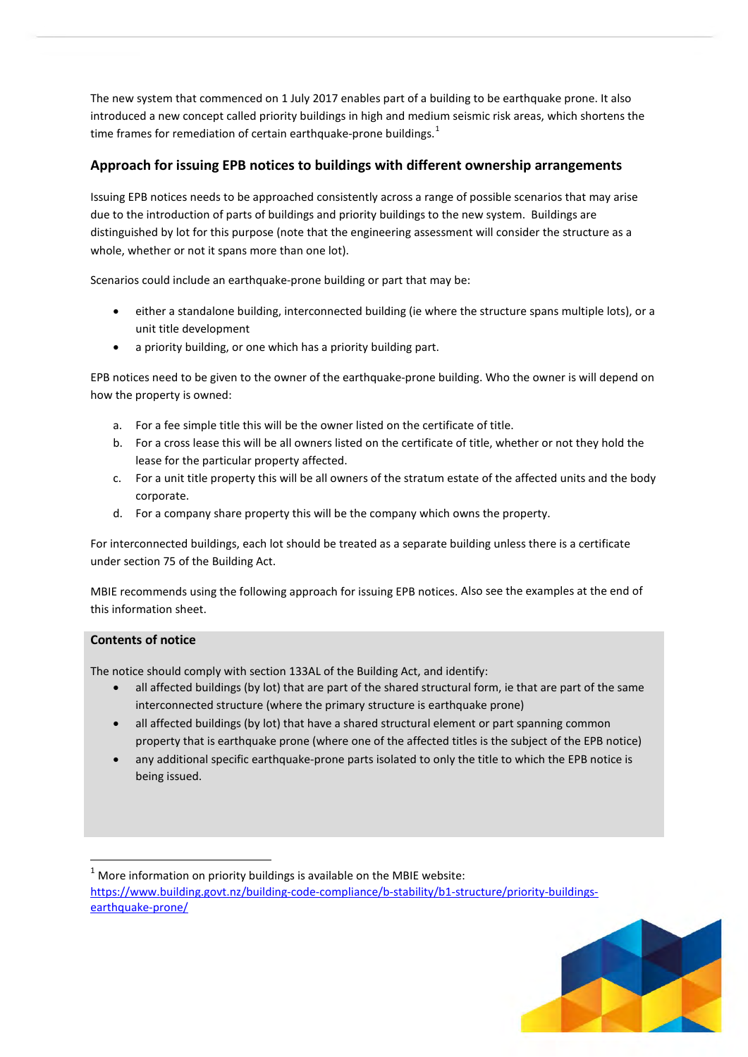The new system that commenced on 1 July 2017 enables part of a building to be earthquake prone. It also introduced a new concept called priority buildings in high and medium seismic risk areas, which shortens the time frames for remediation of certain earthquake-prone buildings.[1]

## Approach for issuing EPB notices to buildings with different ownership arrangements

Issuing EPB notices needs to be approached consistently across a range of possible scenarios that may arise due to the introduction of parts of buildings and priority buildings to the new system. Buildings are distinguished by lot for this purpose (note that the engineering assessment will consider the structure as a whole, whether or not it spans more than one lot).

Scenarios could include an earthquake-prone building or part that may be:

- either a standalone building, interconnected building (ie where the structure spans multiple lots), or a unit title development
- a priority building, or one which has a priority building part.

EPB notices need to be given to the owner of the earthquake-prone building. Who the owner is will depend on how the property is owned:

a. For a fee simple title this will be the owner listed on the certificate of title.
b. For a cross lease this will be all owners listed on the certificate of title, whether or not they hold the lease for the particular property affected.
c. For a unit title property this will be all owners of the stratum estate of the affected units and the body corporate.
d. For a company share property this will be the company which owns the property.

For interconnected buildings, each lot should be treated as a separate building unless there is a certificate under section 75 of the Building Act.

MBIE recommends using the following approach for issuing EPB notices. Also see the examples at the end of this information sheet.

**Contents of notice**

The notice should comply with section 133AL of the Building Act, and identify:

- all affected buildings (by lot) that are part of the shared structural form, ie that are part of the same interconnected structure (where the primary structure is earthquake prone)
- all affected buildings (by lot) that have a shared structural element or part spanning common property that is earthquake prone (where one of the affected titles is the subject of the EPB notice)
- any additional specific earthquake-prone parts isolated to only the title to which the EPB notice is being issued.

[1] More information on priority buildings is available on the MBIE website: https://www.building.govt.nz/building-code-compliance/b-stability/b1-structure/priority-buildings-earthquake-prone/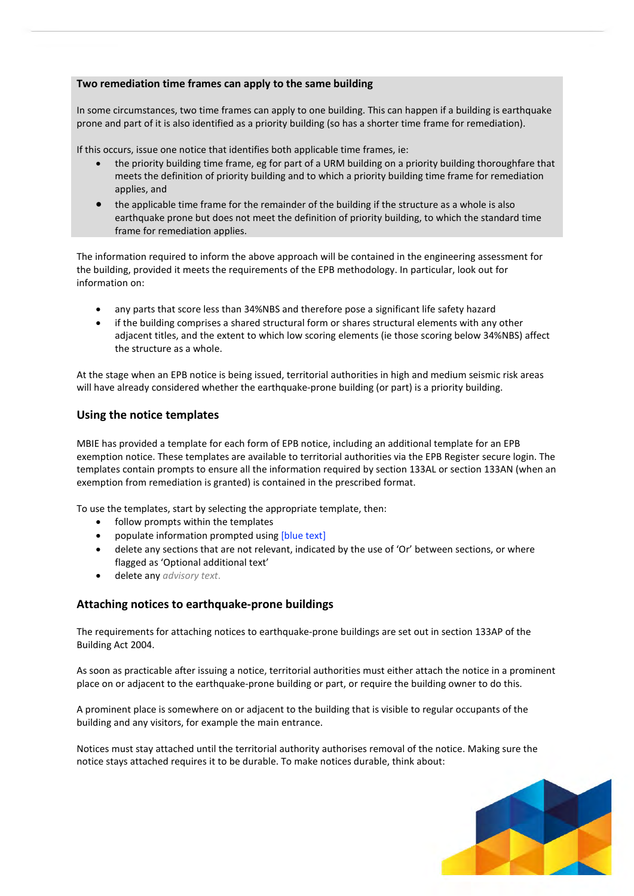**Two remediation time frames can apply to the same building**

In some circumstances, two time frames can apply to one building. This can happen if a building is earthquake prone and part of it is also identified as a priority building (so has a shorter time frame for remediation).

If this occurs, issue one notice that identifies both applicable time frames, ie:

- the priority building time frame, eg for part of a URM building on a priority building thoroughfare that meets the definition of priority building and to which a priority building time frame for remediation applies, and
- the applicable time frame for the remainder of the building if the structure as a whole is also earthquake prone but does not meet the definition of priority building, to which the standard time frame for remediation applies.

The information required to inform the above approach will be contained in the engineering assessment for the building, provided it meets the requirements of the EPB methodology. In particular, look out for information on:

- any parts that score less than 34%NBS and therefore pose a significant life safety hazard
- if the building comprises a shared structural form or shares structural elements with any other adjacent titles, and the extent to which low scoring elements (ie those scoring below 34%NBS) affect the structure as a whole.

At the stage when an EPB notice is being issued, territorial authorities in high and medium seismic risk areas will have already considered whether the earthquake-prone building (or part) is a priority building.

### Using the notice templates

MBIE has provided a template for each form of EPB notice, including an additional template for an EPB exemption notice. These templates are available to territorial authorities via the EPB Register secure login. The templates contain prompts to ensure all the information required by section 133AL or section 133AN (when an exemption from remediation is granted) is contained in the prescribed format.

To use the templates, start by selecting the appropriate template, then:

- follow prompts within the templates
- populate information prompted using [blue text]
- delete any sections that are not relevant, indicated by the use of 'Or' between sections, or where flagged as 'Optional additional text'
- delete any *advisory text.*

### Attaching notices to earthquake-prone buildings

The requirements for attaching notices to earthquake-prone buildings are set out in section 133AP of the Building Act 2004.

As soon as practicable after issuing a notice, territorial authorities must either attach the notice in a prominent place on or adjacent to the earthquake-prone building or part, or require the building owner to do this.

A prominent place is somewhere on or adjacent to the building that is visible to regular occupants of the building and any visitors, for example the main entrance.

Notices must stay attached until the territorial authority authorises removal of the notice. Making sure the notice stays attached requires it to be durable. To make notices durable, think about: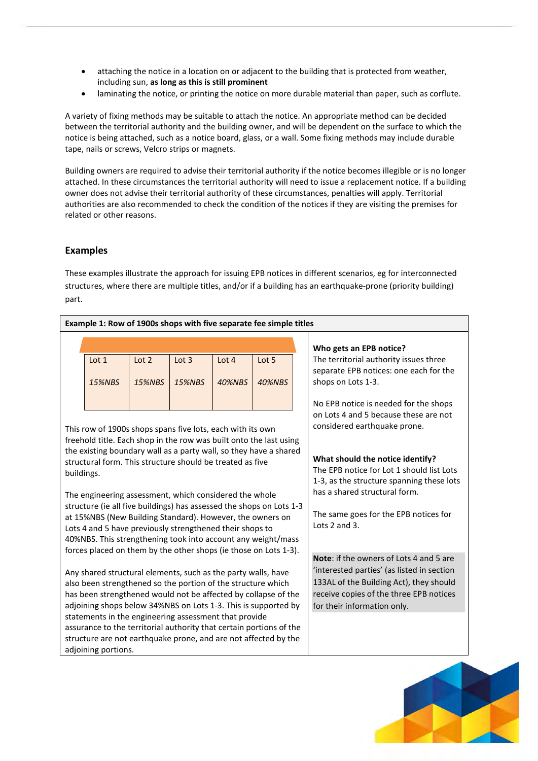- attaching the notice in a location on or adjacent to the building that is protected from weather, including sun, **as long as this is still prominent**
- laminating the notice, or printing the notice on more durable material than paper, such as corflute.

A variety of fixing methods may be suitable to attach the notice. An appropriate method can be decided between the territorial authority and the building owner, and will be dependent on the surface to which the notice is being attached, such as a notice board, glass, or a wall. Some fixing methods may include durable tape, nails or screws, Velcro strips or magnets.

Building owners are required to advise their territorial authority if the notice becomes illegible or is no longer attached. In these circumstances the territorial authority will need to issue a replacement notice. If a building owner does not advise their territorial authority of these circumstances, penalties will apply. Territorial authorities are also recommended to check the condition of the notices if they are visiting the premises for related or other reasons.

## Examples

These examples illustrate the approach for issuing EPB notices in different scenarios, eg for interconnected structures, where there are multiple titles, and/or if a building has an earthquake-prone (priority building) part.

**Example 1: Row of 1900s shops with five separate fee simple titles**

| Lot 1 | Lot 2 | Lot 3 | Lot 4 | Lot 5 |
|---|---|---|---|---|
| *15%NBS* | *15%NBS* | *15%NBS* | *40%NBS* | *40%NBS* |

This row of 1900s shops spans five lots, each with its own freehold title. Each shop in the row was built onto the last using the existing boundary wall as a party wall, so they have a shared structural form. This structure should be treated as five buildings.

The engineering assessment, which considered the whole structure (ie all five buildings) has assessed the shops on Lots 1-3 at 15%NBS (New Building Standard). However, the owners on Lots 4 and 5 have previously strengthened their shops to 40%NBS. This strengthening took into account any weight/mass forces placed on them by the other shops (ie those on Lots 1-3).

Any shared structural elements, such as the party walls, have also been strengthened so the portion of the structure which has been strengthened would not be affected by collapse of the adjoining shops below 34%NBS on Lots 1-3. This is supported by statements in the engineering assessment that provide assurance to the territorial authority that certain portions of the structure are not earthquake prone, and are not affected by the adjoining portions.

**Who gets an EPB notice?**
The territorial authority issues three separate EPB notices: one each for the shops on Lots 1-3.

No EPB notice is needed for the shops on Lots 4 and 5 because these are not considered earthquake prone.

**What should the notice identify?**
The EPB notice for Lot 1 should list Lots 1-3, as the structure spanning these lots has a shared structural form.

The same goes for the EPB notices for Lots 2 and 3.

**Note**: if the owners of Lots 4 and 5 are 'interested parties' (as listed in section 133AL of the Building Act), they should receive copies of the three EPB notices for their information only.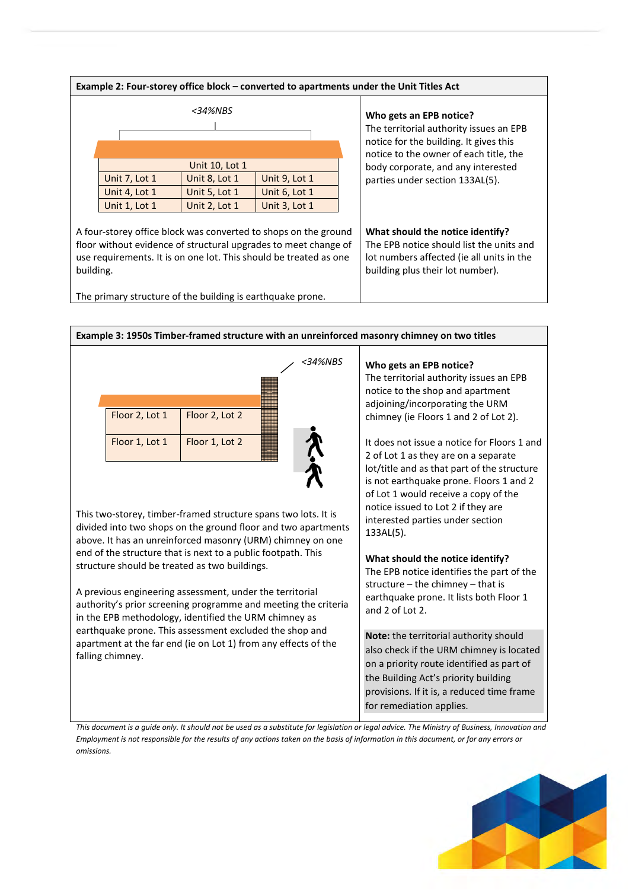**Example 2: Four-storey office block – converted to apartments under the Unit Titles Act**

<34%NBS

| Unit 10, Lot 1 | | |
|---|---|---|
| Unit 7, Lot 1 | Unit 8, Lot 1 | Unit 9, Lot 1 |
| Unit 4, Lot 1 | Unit 5, Lot 1 | Unit 6, Lot 1 |
| Unit 1, Lot 1 | Unit 2, Lot 1 | Unit 3, Lot 1 |

A four-storey office block was converted to shops on the ground floor without evidence of structural upgrades to meet change of use requirements. It is on one lot. This should be treated as one building.

The primary structure of the building is earthquake prone.

**Who gets an EPB notice?**
The territorial authority issues an EPB notice for the building. It gives this notice to the owner of each title, the body corporate, and any interested parties under section 133AL(5).

**What should the notice identify?**
The EPB notice should list the units and lot numbers affected (ie all units in the building plus their lot number).

**Example 3: 1950s Timber-framed structure with an unreinforced masonry chimney on two titles**

<34%NBS

| | |
|---|---|
| Floor 2, Lot 1 | Floor 2, Lot 2 |
| Floor 1, Lot 1 | Floor 1, Lot 2 |

This two-storey, timber-framed structure spans two lots. It is divided into two shops on the ground floor and two apartments above. It has an unreinforced masonry (URM) chimney on one end of the structure that is next to a public footpath. This structure should be treated as two buildings.

A previous engineering assessment, under the territorial authority's prior screening programme and meeting the criteria in the EPB methodology, identified the URM chimney as earthquake prone. This assessment excluded the shop and apartment at the far end (ie on Lot 1) from any effects of the falling chimney.

**Who gets an EPB notice?**
The territorial authority issues an EPB notice to the shop and apartment adjoining/incorporating the URM chimney (ie Floors 1 and 2 of Lot 2).

It does not issue a notice for Floors 1 and 2 of Lot 1 as they are on a separate lot/title and as that part of the structure is not earthquake prone. Floors 1 and 2 of Lot 1 would receive a copy of the notice issued to Lot 2 if they are interested parties under section 133AL(5).

**What should the notice identify?**
The EPB notice identifies the part of the structure – the chimney – that is earthquake prone. It lists both Floor 1 and 2 of Lot 2.

**Note:** the territorial authority should also check if the URM chimney is located on a priority route identified as part of the Building Act's priority building provisions. If it is, a reduced time frame for remediation applies.

*This document is a guide only. It should not be used as a substitute for legislation or legal advice. The Ministry of Business, Innovation and Employment is not responsible for the results of any actions taken on the basis of information in this document, or for any errors or omissions.*